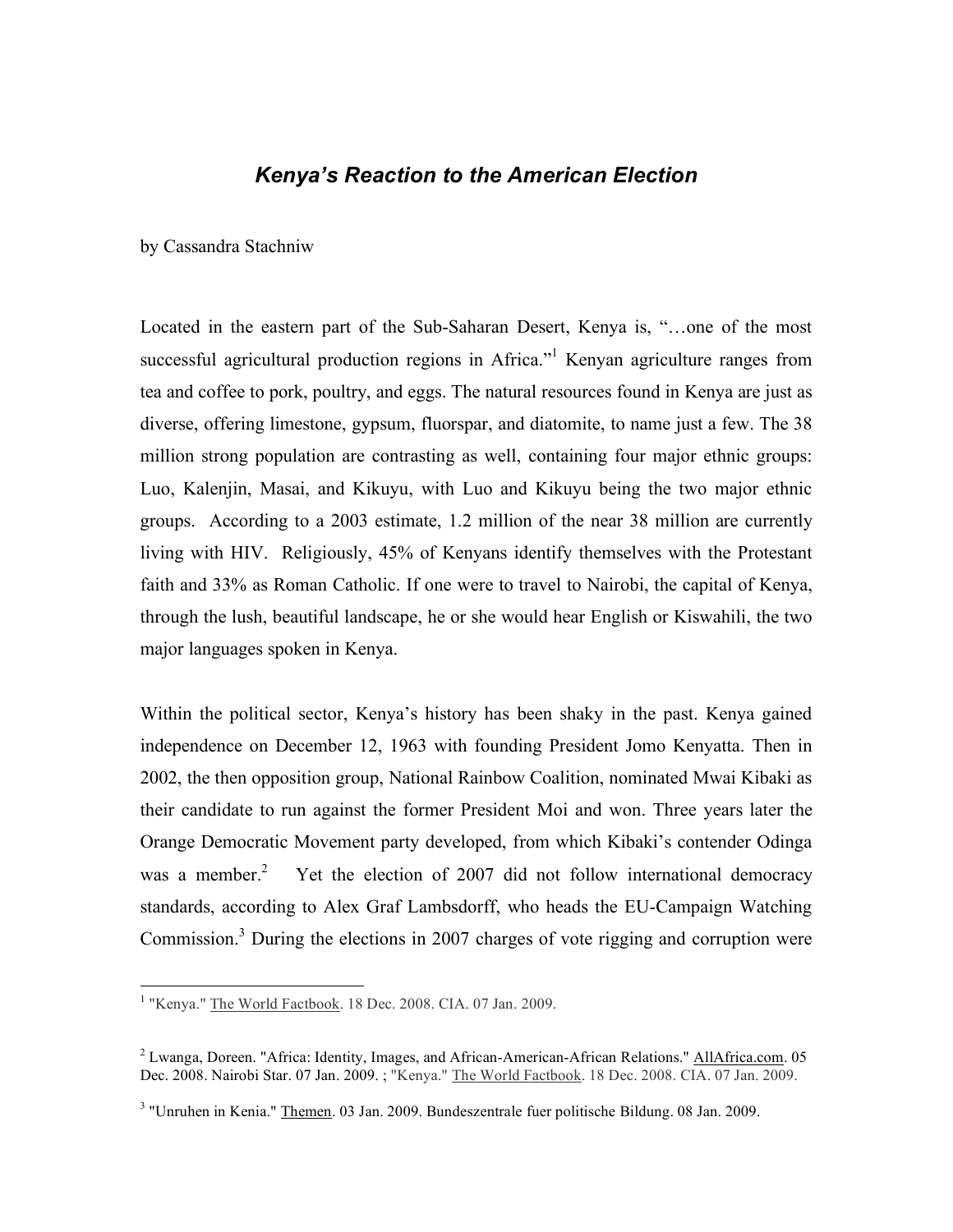# *Kenya's Reaction to the American Election*

by Cassandra Stachniw

Located in the eastern part of the Sub-Saharan Desert, Kenya is, "…one of the most successful agricultural production regions in Africa."[1] Kenyan agriculture ranges from tea and coffee to pork, poultry, and eggs. The natural resources found in Kenya are just as diverse, offering limestone, gypsum, fluorspar, and diatomite, to name just a few. The 38 million strong population are contrasting as well, containing four major ethnic groups: Luo, Kalenjin, Masai, and Kikuyu, with Luo and Kikuyu being the two major ethnic groups. According to a 2003 estimate, 1.2 million of the near 38 million are currently living with HIV. Religiously, 45% of Kenyans identify themselves with the Protestant faith and 33% as Roman Catholic. If one were to travel to Nairobi, the capital of Kenya, through the lush, beautiful landscape, he or she would hear English or Kiswahili, the two major languages spoken in Kenya.

Within the political sector, Kenya's history has been shaky in the past. Kenya gained independence on December 12, 1963 with founding President Jomo Kenyatta. Then in 2002, the then opposition group, National Rainbow Coalition, nominated Mwai Kibaki as their candidate to run against the former President Moi and won. Three years later the Orange Democratic Movement party developed, from which Kibaki's contender Odinga was a member.[2] Yet the election of 2007 did not follow international democracy standards, according to Alex Graf Lambsdorff, who heads the EU-Campaign Watching Commission.[3] During the elections in 2007 charges of vote rigging and corruption were

---

[1] "Kenya." The World Factbook. 18 Dec. 2008. CIA. 07 Jan. 2009.

[2] Lwanga, Doreen. "Africa: Identity, Images, and African-American-African Relations." AllAfrica.com. 05 Dec. 2008. Nairobi Star. 07 Jan. 2009. ; "Kenya." The World Factbook. 18 Dec. 2008. CIA. 07 Jan. 2009.

[3] "Unruhen in Kenia." Themen. 03 Jan. 2009. Bundeszentrale fuer politische Bildung. 08 Jan. 2009.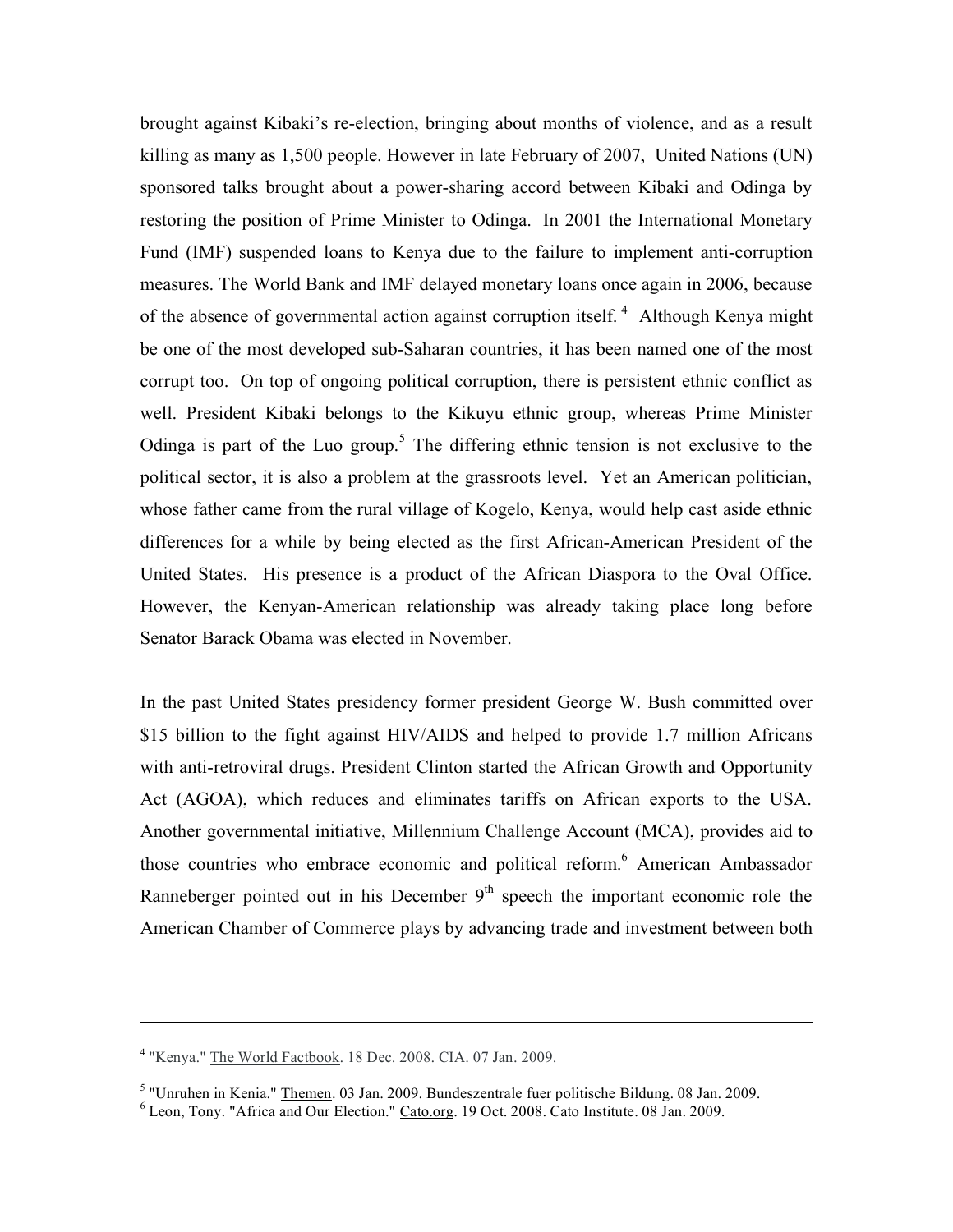brought against Kibaki's re-election, bringing about months of violence, and as a result killing as many as 1,500 people. However in late February of 2007, United Nations (UN) sponsored talks brought about a power-sharing accord between Kibaki and Odinga by restoring the position of Prime Minister to Odinga. In 2001 the International Monetary Fund (IMF) suspended loans to Kenya due to the failure to implement anti-corruption measures. The World Bank and IMF delayed monetary loans once again in 2006, because of the absence of governmental action against corruption itself.[4] Although Kenya might be one of the most developed sub-Saharan countries, it has been named one of the most corrupt too. On top of ongoing political corruption, there is persistent ethnic conflict as well. President Kibaki belongs to the Kikuyu ethnic group, whereas Prime Minister Odinga is part of the Luo group.[5] The differing ethnic tension is not exclusive to the political sector, it is also a problem at the grassroots level. Yet an American politician, whose father came from the rural village of Kogelo, Kenya, would help cast aside ethnic differences for a while by being elected as the first African-American President of the United States. His presence is a product of the African Diaspora to the Oval Office. However, the Kenyan-American relationship was already taking place long before Senator Barack Obama was elected in November.

In the past United States presidency former president George W. Bush committed over $15 billion to the fight against HIV/AIDS and helped to provide 1.7 million Africans with anti-retroviral drugs. President Clinton started the African Growth and Opportunity Act (AGOA), which reduces and eliminates tariffs on African exports to the USA. Another governmental initiative, Millennium Challenge Account (MCA), provides aid to those countries who embrace economic and political reform.[6] American Ambassador Ranneberger pointed out in his December 9th speech the important economic role the American Chamber of Commerce plays by advancing trade and investment between both

---

[4] "Kenya." The World Factbook. 18 Dec. 2008. CIA. 07 Jan. 2009.

[5] "Unruhen in Kenia." Themen. 03 Jan. 2009. Bundeszentrale fuer politische Bildung. 08 Jan. 2009.

[6] Leon, Tony. "Africa and Our Election." Cato.org. 19 Oct. 2008. Cato Institute. 08 Jan. 2009.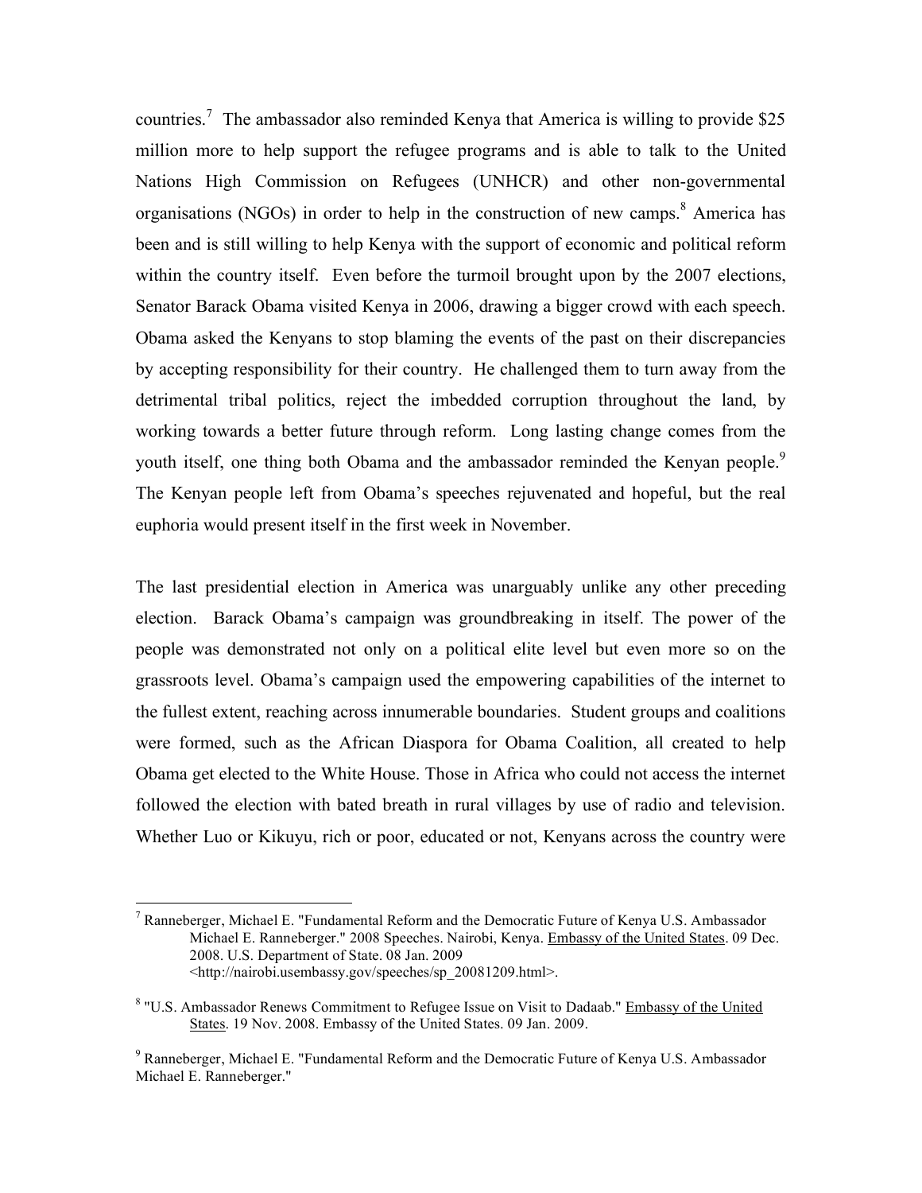countries.[7] The ambassador also reminded Kenya that America is willing to provide $25 million more to help support the refugee programs and is able to talk to the United Nations High Commission on Refugees (UNHCR) and other non-governmental organisations (NGOs) in order to help in the construction of new camps.[8] America has been and is still willing to help Kenya with the support of economic and political reform within the country itself. Even before the turmoil brought upon by the 2007 elections, Senator Barack Obama visited Kenya in 2006, drawing a bigger crowd with each speech. Obama asked the Kenyans to stop blaming the events of the past on their discrepancies by accepting responsibility for their country. He challenged them to turn away from the detrimental tribal politics, reject the imbedded corruption throughout the land, by working towards a better future through reform. Long lasting change comes from the youth itself, one thing both Obama and the ambassador reminded the Kenyan people.[9] The Kenyan people left from Obama's speeches rejuvenated and hopeful, but the real euphoria would present itself in the first week in November.

The last presidential election in America was unarguably unlike any other preceding election. Barack Obama's campaign was groundbreaking in itself. The power of the people was demonstrated not only on a political elite level but even more so on the grassroots level. Obama's campaign used the empowering capabilities of the internet to the fullest extent, reaching across innumerable boundaries. Student groups and coalitions were formed, such as the African Diaspora for Obama Coalition, all created to help Obama get elected to the White House. Those in Africa who could not access the internet followed the election with bated breath in rural villages by use of radio and television. Whether Luo or Kikuyu, rich or poor, educated or not, Kenyans across the country were

---

[7] Ranneberger, Michael E. "Fundamental Reform and the Democratic Future of Kenya U.S. Ambassador Michael E. Ranneberger." 2008 Speeches. Nairobi, Kenya. Embassy of the United States. 09 Dec. 2008. U.S. Department of State. 08 Jan. 2009 <http://nairobi.usembassy.gov/speeches/sp_20081209.html>.

[8] "U.S. Ambassador Renews Commitment to Refugee Issue on Visit to Dadaab." Embassy of the United States. 19 Nov. 2008. Embassy of the United States. 09 Jan. 2009.

[9] Ranneberger, Michael E. "Fundamental Reform and the Democratic Future of Kenya U.S. Ambassador Michael E. Ranneberger."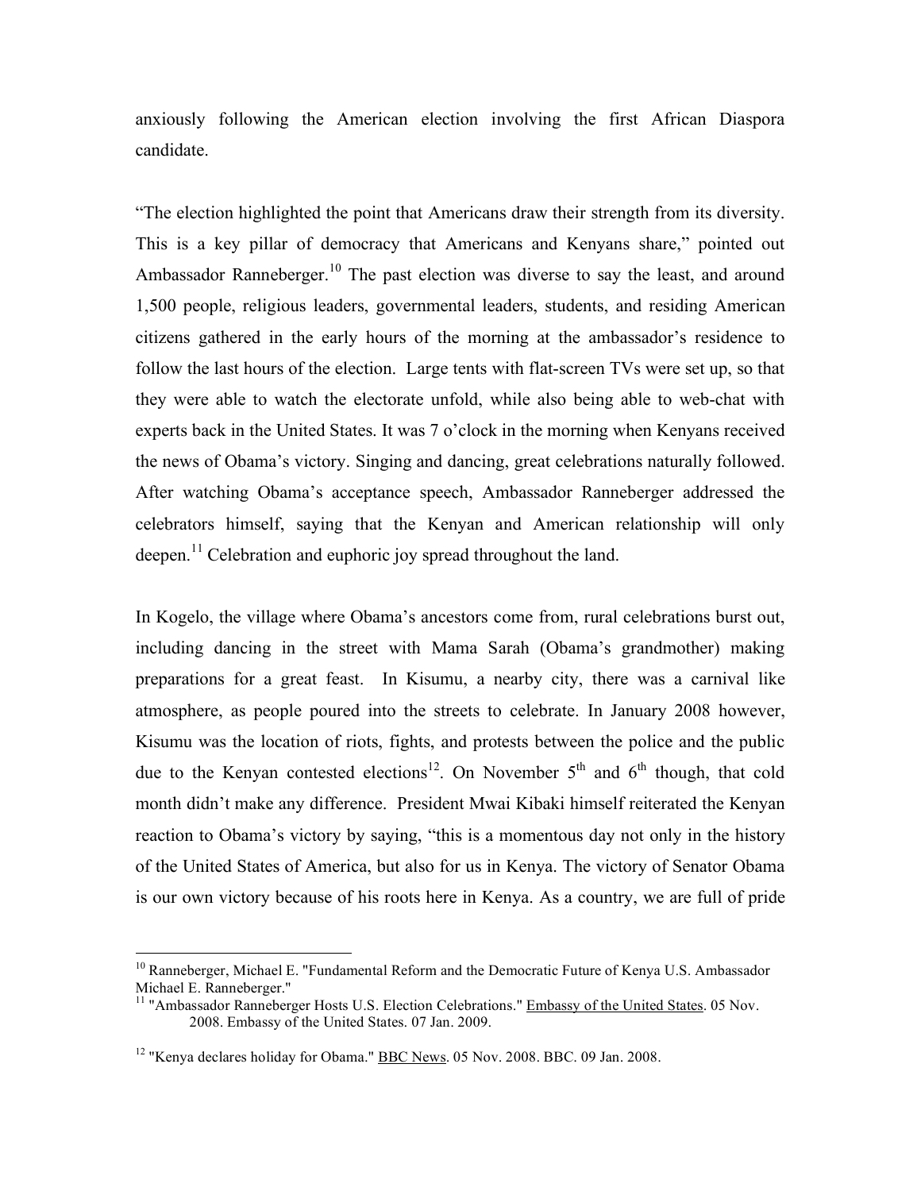anxiously following the American election involving the first African Diaspora candidate.

"The election highlighted the point that Americans draw their strength from its diversity. This is a key pillar of democracy that Americans and Kenyans share," pointed out Ambassador Ranneberger.[10] The past election was diverse to say the least, and around 1,500 people, religious leaders, governmental leaders, students, and residing American citizens gathered in the early hours of the morning at the ambassador's residence to follow the last hours of the election. Large tents with flat-screen TVs were set up, so that they were able to watch the electorate unfold, while also being able to web-chat with experts back in the United States. It was 7 o'clock in the morning when Kenyans received the news of Obama's victory. Singing and dancing, great celebrations naturally followed. After watching Obama's acceptance speech, Ambassador Ranneberger addressed the celebrators himself, saying that the Kenyan and American relationship will only deepen.[11] Celebration and euphoric joy spread throughout the land.

In Kogelo, the village where Obama's ancestors come from, rural celebrations burst out, including dancing in the street with Mama Sarah (Obama's grandmother) making preparations for a great feast. In Kisumu, a nearby city, there was a carnival like atmosphere, as people poured into the streets to celebrate. In January 2008 however, Kisumu was the location of riots, fights, and protests between the police and the public due to the Kenyan contested elections[12]. On November 5th and 6th though, that cold month didn't make any difference. President Mwai Kibaki himself reiterated the Kenyan reaction to Obama's victory by saying, "this is a momentous day not only in the history of the United States of America, but also for us in Kenya. The victory of Senator Obama is our own victory because of his roots here in Kenya. As a country, we are full of pride

---

[10] Ranneberger, Michael E. "Fundamental Reform and the Democratic Future of Kenya U.S. Ambassador Michael E. Ranneberger."

[11] "Ambassador Ranneberger Hosts U.S. Election Celebrations." Embassy of the United States. 05 Nov. 2008. Embassy of the United States. 07 Jan. 2009.

[12] "Kenya declares holiday for Obama." BBC News. 05 Nov. 2008. BBC. 09 Jan. 2008.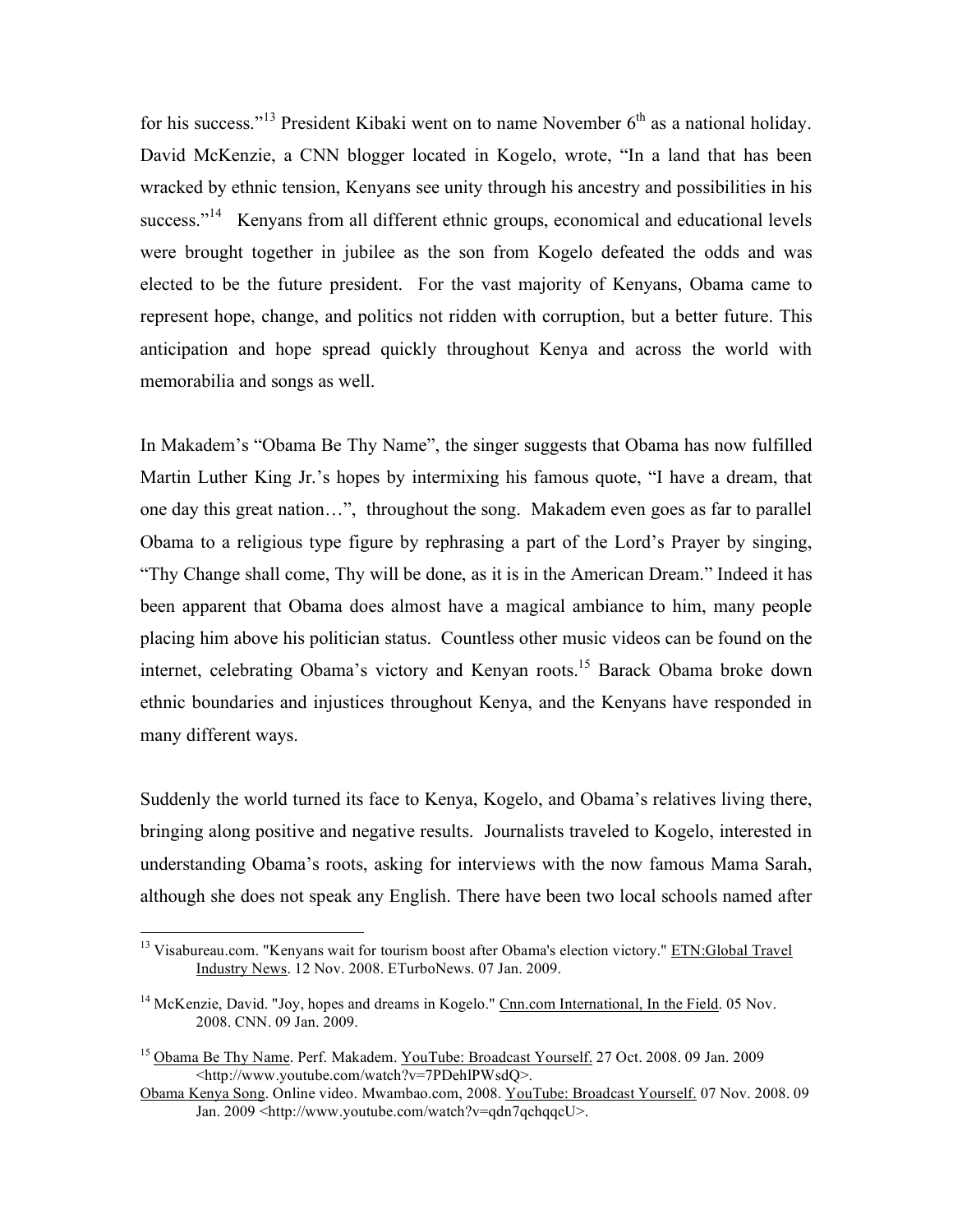for his success."[13] President Kibaki went on to name November 6th as a national holiday. David McKenzie, a CNN blogger located in Kogelo, wrote, "In a land that has been wracked by ethnic tension, Kenyans see unity through his ancestry and possibilities in his success."[14] Kenyans from all different ethnic groups, economical and educational levels were brought together in jubilee as the son from Kogelo defeated the odds and was elected to be the future president. For the vast majority of Kenyans, Obama came to represent hope, change, and politics not ridden with corruption, but a better future. This anticipation and hope spread quickly throughout Kenya and across the world with memorabilia and songs as well.

In Makadem's "Obama Be Thy Name", the singer suggests that Obama has now fulfilled Martin Luther King Jr.'s hopes by intermixing his famous quote, "I have a dream, that one day this great nation…", throughout the song. Makadem even goes as far to parallel Obama to a religious type figure by rephrasing a part of the Lord's Prayer by singing, "Thy Change shall come, Thy will be done, as it is in the American Dream." Indeed it has been apparent that Obama does almost have a magical ambiance to him, many people placing him above his politician status. Countless other music videos can be found on the internet, celebrating Obama's victory and Kenyan roots.[15] Barack Obama broke down ethnic boundaries and injustices throughout Kenya, and the Kenyans have responded in many different ways.

Suddenly the world turned its face to Kenya, Kogelo, and Obama's relatives living there, bringing along positive and negative results. Journalists traveled to Kogelo, interested in understanding Obama's roots, asking for interviews with the now famous Mama Sarah, although she does not speak any English. There have been two local schools named after

---

[13] Visabureau.com. "Kenyans wait for tourism boost after Obama's election victory." ETN:Global Travel Industry News. 12 Nov. 2008. ETurboNews. 07 Jan. 2009.

[14] McKenzie, David. "Joy, hopes and dreams in Kogelo." Cnn.com International, In the Field. 05 Nov. 2008. CNN. 09 Jan. 2009.

[15] Obama Be Thy Name. Perf. Makadem. YouTube: Broadcast Yourself. 27 Oct. 2008. 09 Jan. 2009 <http://www.youtube.com/watch?v=7PDehlPWsdQ>.

Obama Kenya Song. Online video. Mwambao.com, 2008. YouTube: Broadcast Yourself. 07 Nov. 2008. 09 Jan. 2009 <http://www.youtube.com/watch?v=qdn7qchqqcU>.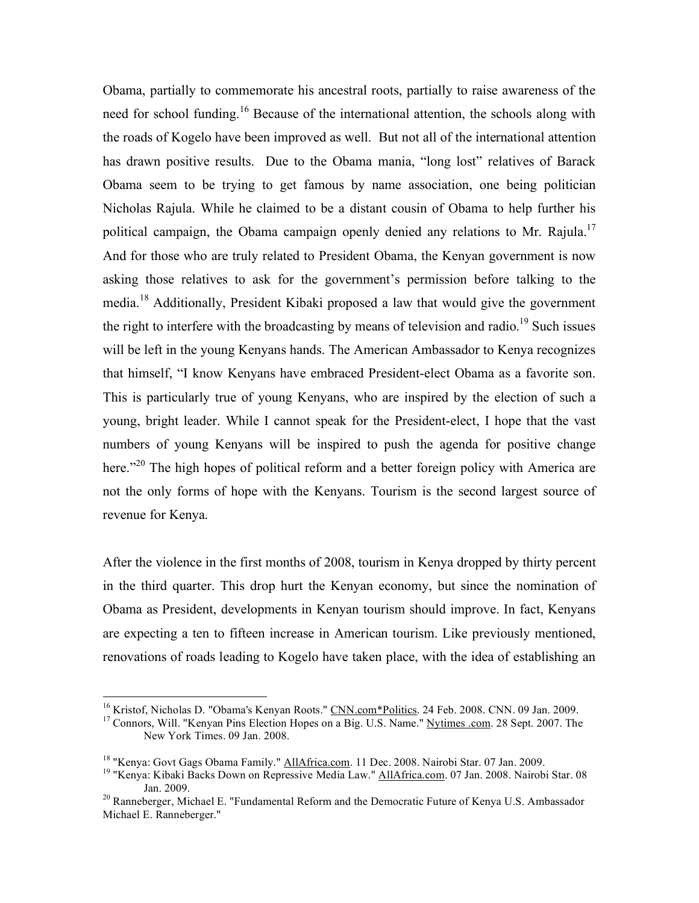Obama, partially to commemorate his ancestral roots, partially to raise awareness of the need for school funding.[16] Because of the international attention, the schools along with the roads of Kogelo have been improved as well. But not all of the international attention has drawn positive results. Due to the Obama mania, "long lost" relatives of Barack Obama seem to be trying to get famous by name association, one being politician Nicholas Rajula. While he claimed to be a distant cousin of Obama to help further his political campaign, the Obama campaign openly denied any relations to Mr. Rajula.[17] And for those who are truly related to President Obama, the Kenyan government is now asking those relatives to ask for the government's permission before talking to the media.[18] Additionally, President Kibaki proposed a law that would give the government the right to interfere with the broadcasting by means of television and radio.[19] Such issues will be left in the young Kenyans hands. The American Ambassador to Kenya recognizes that himself, "I know Kenyans have embraced President-elect Obama as a favorite son. This is particularly true of young Kenyans, who are inspired by the election of such a young, bright leader. While I cannot speak for the President-elect, I hope that the vast numbers of young Kenyans will be inspired to push the agenda for positive change here."[20] The high hopes of political reform and a better foreign policy with America are not the only forms of hope with the Kenyans. Tourism is the second largest source of revenue for Kenya.

After the violence in the first months of 2008, tourism in Kenya dropped by thirty percent in the third quarter. This drop hurt the Kenyan economy, but since the nomination of Obama as President, developments in Kenyan tourism should improve. In fact, Kenyans are expecting a ten to fifteen increase in American tourism. Like previously mentioned, renovations of roads leading to Kogelo have taken place, with the idea of establishing an

---

[16] Kristof, Nicholas D. "Obama's Kenyan Roots." CNN.com*Politics. 24 Feb. 2008. CNN. 09 Jan. 2009.

[17] Connors, Will. "Kenyan Pins Election Hopes on a Big. U.S. Name." Nytimes .com. 28 Sept. 2007. The New York Times. 09 Jan. 2008.

[18] "Kenya: Govt Gags Obama Family." AllAfrica.com. 11 Dec. 2008. Nairobi Star. 07 Jan. 2009.

[19] "Kenya: Kibaki Backs Down on Repressive Media Law." AllAfrica.com. 07 Jan. 2008. Nairobi Star. 08 Jan. 2009.

[20] Ranneberger, Michael E. "Fundamental Reform and the Democratic Future of Kenya U.S. Ambassador Michael E. Ranneberger."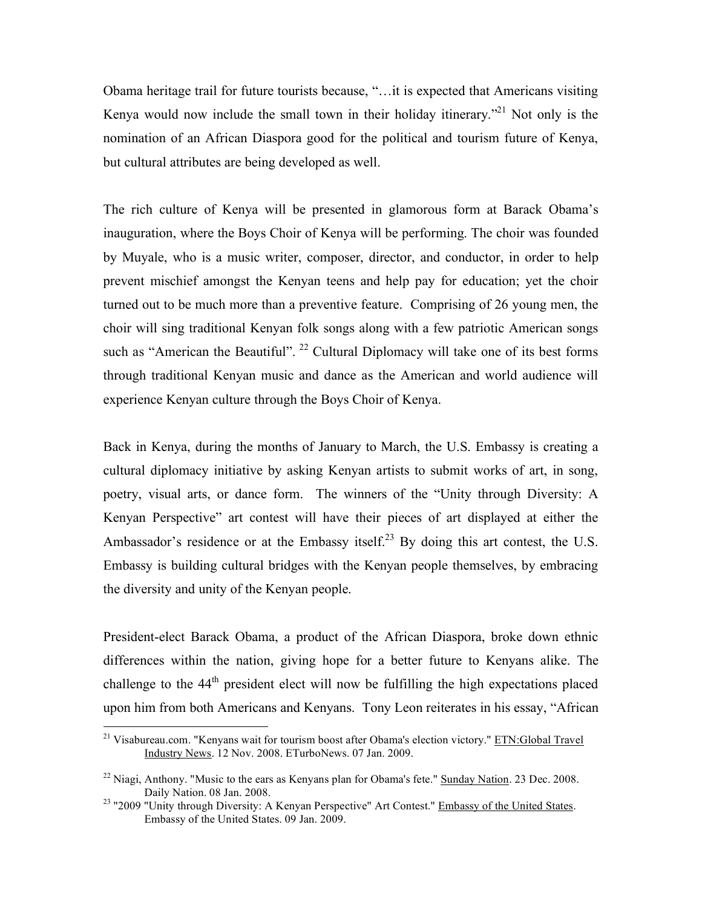Obama heritage trail for future tourists because, "…it is expected that Americans visiting Kenya would now include the small town in their holiday itinerary."[21] Not only is the nomination of an African Diaspora good for the political and tourism future of Kenya, but cultural attributes are being developed as well.

The rich culture of Kenya will be presented in glamorous form at Barack Obama's inauguration, where the Boys Choir of Kenya will be performing. The choir was founded by Muyale, who is a music writer, composer, director, and conductor, in order to help prevent mischief amongst the Kenyan teens and help pay for education; yet the choir turned out to be much more than a preventive feature. Comprising of 26 young men, the choir will sing traditional Kenyan folk songs along with a few patriotic American songs such as "American the Beautiful". [22] Cultural Diplomacy will take one of its best forms through traditional Kenyan music and dance as the American and world audience will experience Kenyan culture through the Boys Choir of Kenya.

Back in Kenya, during the months of January to March, the U.S. Embassy is creating a cultural diplomacy initiative by asking Kenyan artists to submit works of art, in song, poetry, visual arts, or dance form. The winners of the "Unity through Diversity: A Kenyan Perspective" art contest will have their pieces of art displayed at either the Ambassador's residence or at the Embassy itself.[23] By doing this art contest, the U.S. Embassy is building cultural bridges with the Kenyan people themselves, by embracing the diversity and unity of the Kenyan people.

President-elect Barack Obama, a product of the African Diaspora, broke down ethnic differences within the nation, giving hope for a better future to Kenyans alike. The challenge to the 44th president elect will now be fulfilling the high expectations placed upon him from both Americans and Kenyans. Tony Leon reiterates in his essay, "African

---

[21] Visabureau.com. "Kenyans wait for tourism boost after Obama's election victory." ETN:Global Travel Industry News. 12 Nov. 2008. ETurboNews. 07 Jan. 2009.

[22] Niagi, Anthony. "Music to the ears as Kenyans plan for Obama's fete." Sunday Nation. 23 Dec. 2008. Daily Nation. 08 Jan. 2008.

[23] "2009 "Unity through Diversity: A Kenyan Perspective" Art Contest." Embassy of the United States. Embassy of the United States. 09 Jan. 2009.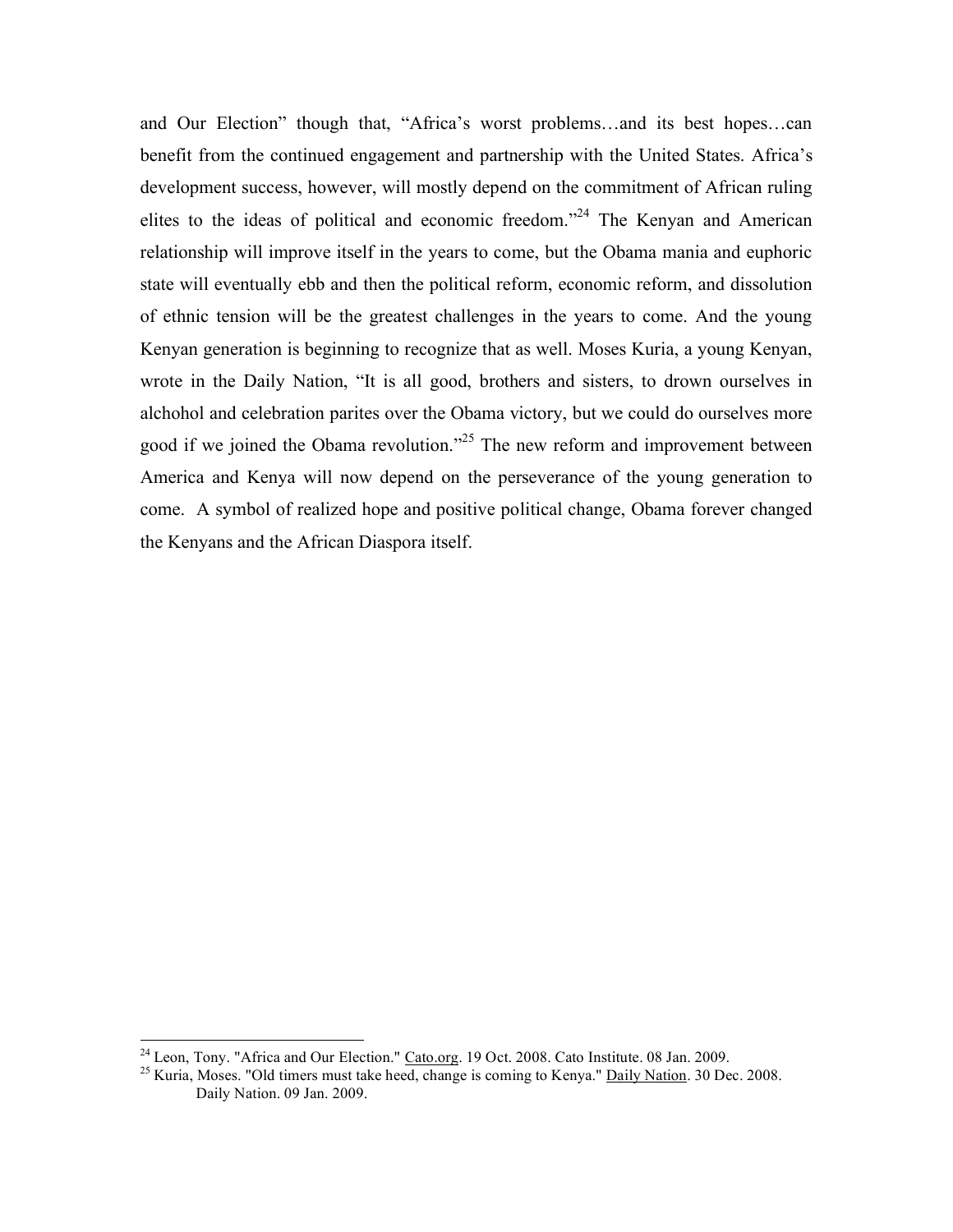and Our Election" though that, "Africa's worst problems…and its best hopes…can benefit from the continued engagement and partnership with the United States. Africa's development success, however, will mostly depend on the commitment of African ruling elites to the ideas of political and economic freedom."[24] The Kenyan and American relationship will improve itself in the years to come, but the Obama mania and euphoric state will eventually ebb and then the political reform, economic reform, and dissolution of ethnic tension will be the greatest challenges in the years to come. And the young Kenyan generation is beginning to recognize that as well. Moses Kuria, a young Kenyan, wrote in the Daily Nation, "It is all good, brothers and sisters, to drown ourselves in alchohol and celebration parites over the Obama victory, but we could do ourselves more good if we joined the Obama revolution."[25] The new reform and improvement between America and Kenya will now depend on the perseverance of the young generation to come. A symbol of realized hope and positive political change, Obama forever changed the Kenyans and the African Diaspora itself.

---

[24] Leon, Tony. "Africa and Our Election." Cato.org. 19 Oct. 2008. Cato Institute. 08 Jan. 2009.

[25] Kuria, Moses. "Old timers must take heed, change is coming to Kenya." Daily Nation. 30 Dec. 2008. Daily Nation. 09 Jan. 2009.